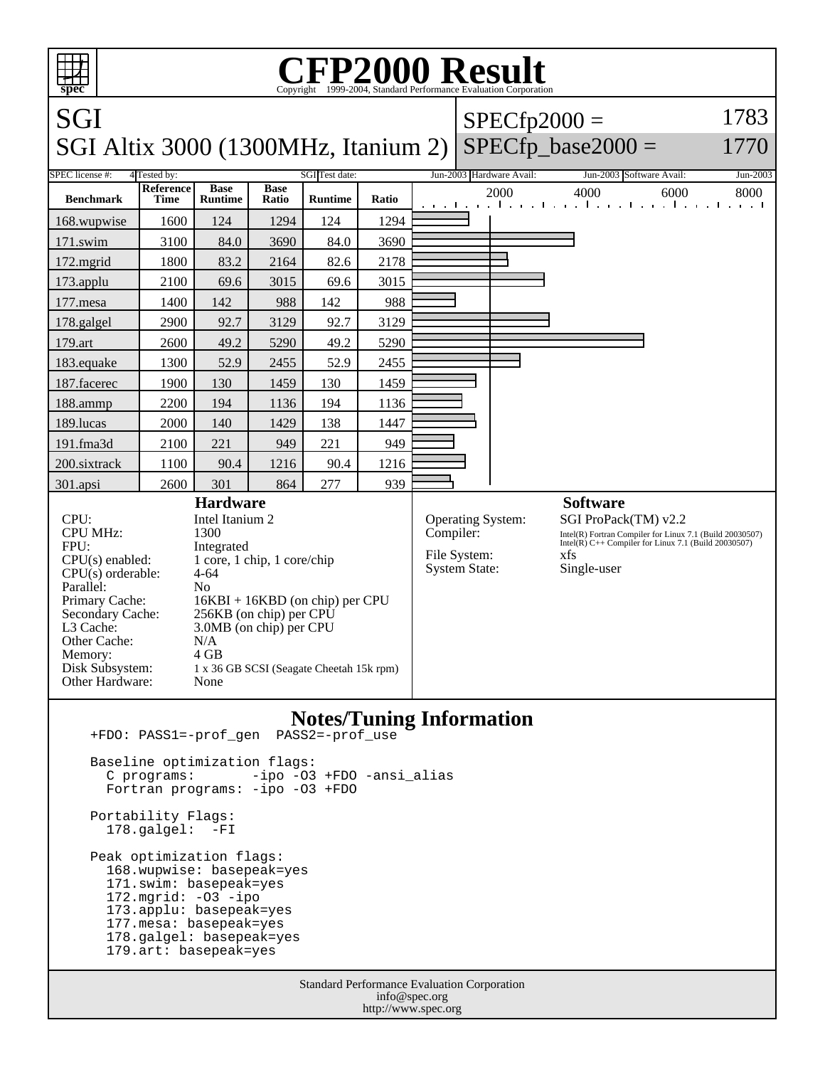# CFP2000 Result

Copyright 1999-2004, Standard Performance Evaluation Corporation

## SGI
## SGI Altix 3000 (1300MHz, Itanium 2)

SPECfp2000 = 1783
SPECfp_base2000 = 1770

| SPEC license #: | 4 | Tested by: | SGI | Test date: | Jun-2003 | Hardware Avail: | Jun-2003 | Software Avail: | Jun-2003 |
|---|---|---|---|---|---|---|---|---|---|

| Benchmark | Reference Time | Base Runtime | Base Ratio | Runtime | Ratio |
|---|---|---|---|---|---|
| 168.wupwise | 1600 | 124 | 1294 | 124 | 1294 |
| 171.swim | 3100 | 84.0 | 3690 | 84.0 | 3690 |
| 172.mgrid | 1800 | 83.2 | 2164 | 82.6 | 2178 |
| 173.applu | 2100 | 69.6 | 3015 | 69.6 | 3015 |
| 177.mesa | 1400 | 142 | 988 | 142 | 988 |
| 178.galgel | 2900 | 92.7 | 3129 | 92.7 | 3129 |
| 179.art | 2600 | 49.2 | 5290 | 49.2 | 5290 |
| 183.equake | 1300 | 52.9 | 2455 | 52.9 | 2455 |
| 187.facerec | 1900 | 130 | 1459 | 130 | 1459 |
| 188.ammp | 2200 | 194 | 1136 | 194 | 1136 |
| 189.lucas | 2000 | 140 | 1429 | 138 | 1447 |
| 191.fma3d | 2100 | 221 | 949 | 221 | 949 |
| 200.sixtrack | 1100 | 90.4 | 1216 | 90.4 | 1216 |
| 301.apsi | 2600 | 301 | 864 | 277 | 939 |

### Hardware

| | |
|---|---|
| CPU: | Intel Itanium 2 |
| CPU MHz: | 1300 |
| FPU: | Integrated |
| CPU(s) enabled: | 1 core, 1 chip, 1 core/chip |
| CPU(s) orderable: | 4-64 |
| Parallel: | No |
| Primary Cache: | 16KBI + 16KBD (on chip) per CPU |
| Secondary Cache: | 256KB (on chip) per CPU |
| L3 Cache: | 3.0MB (on chip) per CPU |
| Other Cache: | N/A |
| Memory: | 4 GB |
| Disk Subsystem: | 1 x 36 GB SCSI (Seagate Cheetah 15k rpm) |
| Other Hardware: | None |

### Software

| | |
|---|---|
| Operating System: | SGI ProPack(TM) v2.2 |
| Compiler: | Intel(R) Fortran Compiler for Linux 7.1 (Build 20030507)<br>Intel(R) C++ Compiler for Linux 7.1 (Build 20030507) |
| File System: | xfs |
| System State: | Single-user |

### Notes/Tuning Information

```
+FDO: PASS1=-prof_gen  PASS2=-prof_use

Baseline optimization flags:
  C programs:       -ipo -O3 +FDO -ansi_alias
  Fortran programs: -ipo -O3 +FDO

Portability Flags:
  178.galgel:  -FI

Peak optimization flags:
  168.wupwise: basepeak=yes
  171.swim: basepeak=yes
  172.mgrid: -O3 -ipo
  173.applu: basepeak=yes
  177.mesa: basepeak=yes
  178.galgel: basepeak=yes
  179.art: basepeak=yes
```

Standard Performance Evaluation Corporation
info@spec.org
http://www.spec.org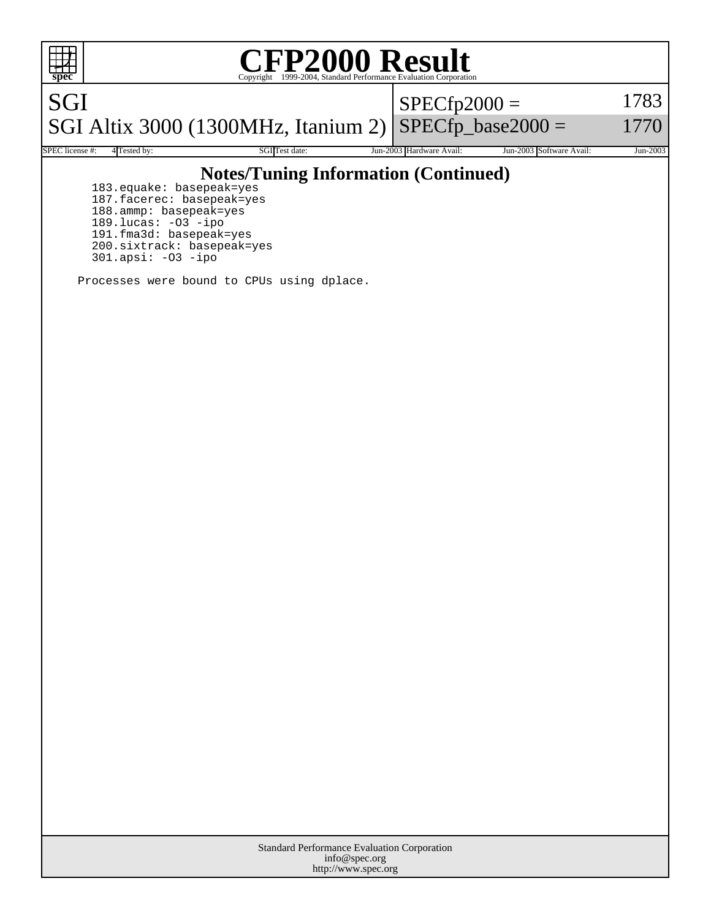# CFP2000 Result

Copyright 1999-2004, Standard Performance Evaluation Corporation

SGI

SGI Altix 3000 (1300MHz, Itanium 2)

SPECfp2000 = 1783

SPECfp_base2000 = 1770

| SPEC license #: | 4 | Tested by: | SGI | Test date: | Jun-2003 | Hardware Avail: | Jun-2003 | Software Avail: | Jun-2003 |
|---|---|---|---|---|---|---|---|---|---|

## Notes/Tuning Information (Continued)

```
   183.equake: basepeak=yes
   187.facerec: basepeak=yes
   188.ammp: basepeak=yes
   189.lucas: -O3 -ipo
   191.fma3d: basepeak=yes
   200.sixtrack: basepeak=yes
   301.apsi: -O3 -ipo

Processes were bound to CPUs using dplace.
```

Standard Performance Evaluation Corporation
info@spec.org
http://www.spec.org